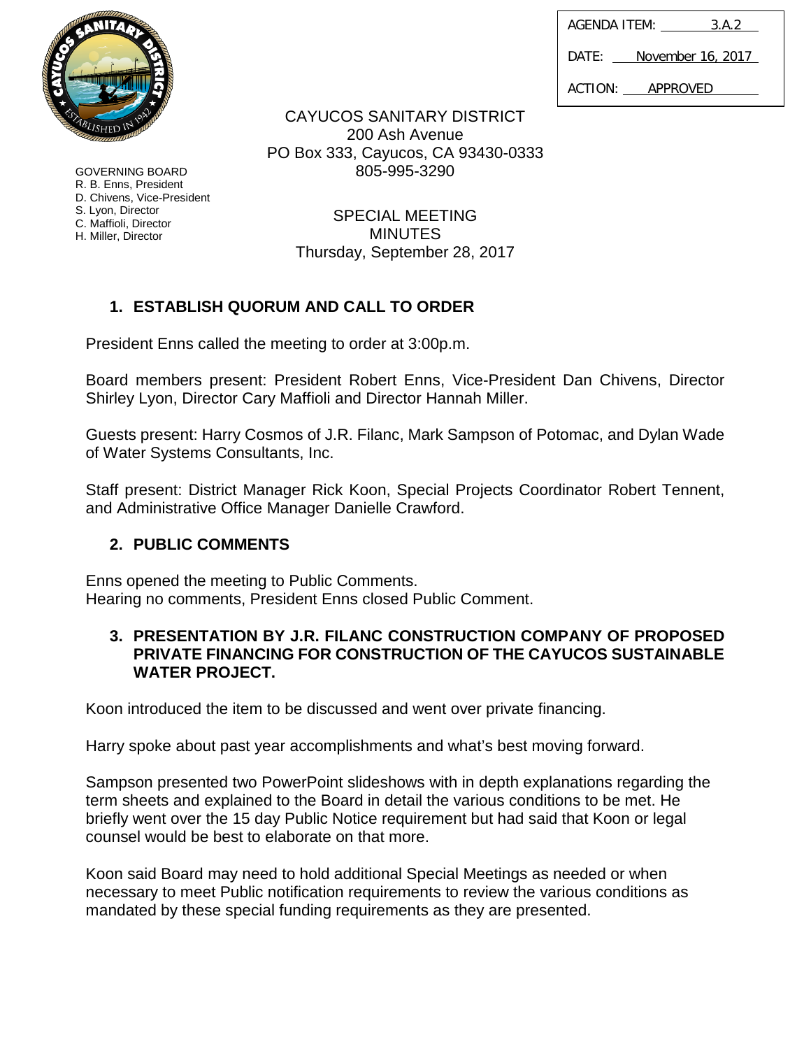| AGENDA ITEM: | 3.A.2 |
| --- | --- |
| DATE: | November 16, 2017 |
| ACTION: | APPROVED |

CAYUCOS SANITARY DISTRICT
200 Ash Avenue
PO Box 333, Cayucos, CA 93430-0333
805-995-3290

GOVERNING BOARD
R. B. Enns, President
D. Chivens, Vice-President
S. Lyon, Director
C. Maffioli, Director
H. Miller, Director

SPECIAL MEETING
MINUTES
Thursday, September 28, 2017

## 1. ESTABLISH QUORUM AND CALL TO ORDER

President Enns called the meeting to order at 3:00p.m.

Board members present: President Robert Enns, Vice-President Dan Chivens, Director Shirley Lyon, Director Cary Maffioli and Director Hannah Miller.

Guests present: Harry Cosmos of J.R. Filanc, Mark Sampson of Potomac, and Dylan Wade of Water Systems Consultants, Inc.

Staff present: District Manager Rick Koon, Special Projects Coordinator Robert Tennent, and Administrative Office Manager Danielle Crawford.

## 2. PUBLIC COMMENTS

Enns opened the meeting to Public Comments.
Hearing no comments, President Enns closed Public Comment.

## 3. PRESENTATION BY J.R. FILANC CONSTRUCTION COMPANY OF PROPOSED PRIVATE FINANCING FOR CONSTRUCTION OF THE CAYUCOS SUSTAINABLE WATER PROJECT.

Koon introduced the item to be discussed and went over private financing.

Harry spoke about past year accomplishments and what's best moving forward.

Sampson presented two PowerPoint slideshows with in depth explanations regarding the term sheets and explained to the Board in detail the various conditions to be met. He briefly went over the 15 day Public Notice requirement but had said that Koon or legal counsel would be best to elaborate on that more.

Koon said Board may need to hold additional Special Meetings as needed or when necessary to meet Public notification requirements to review the various conditions as mandated by these special funding requirements as they are presented.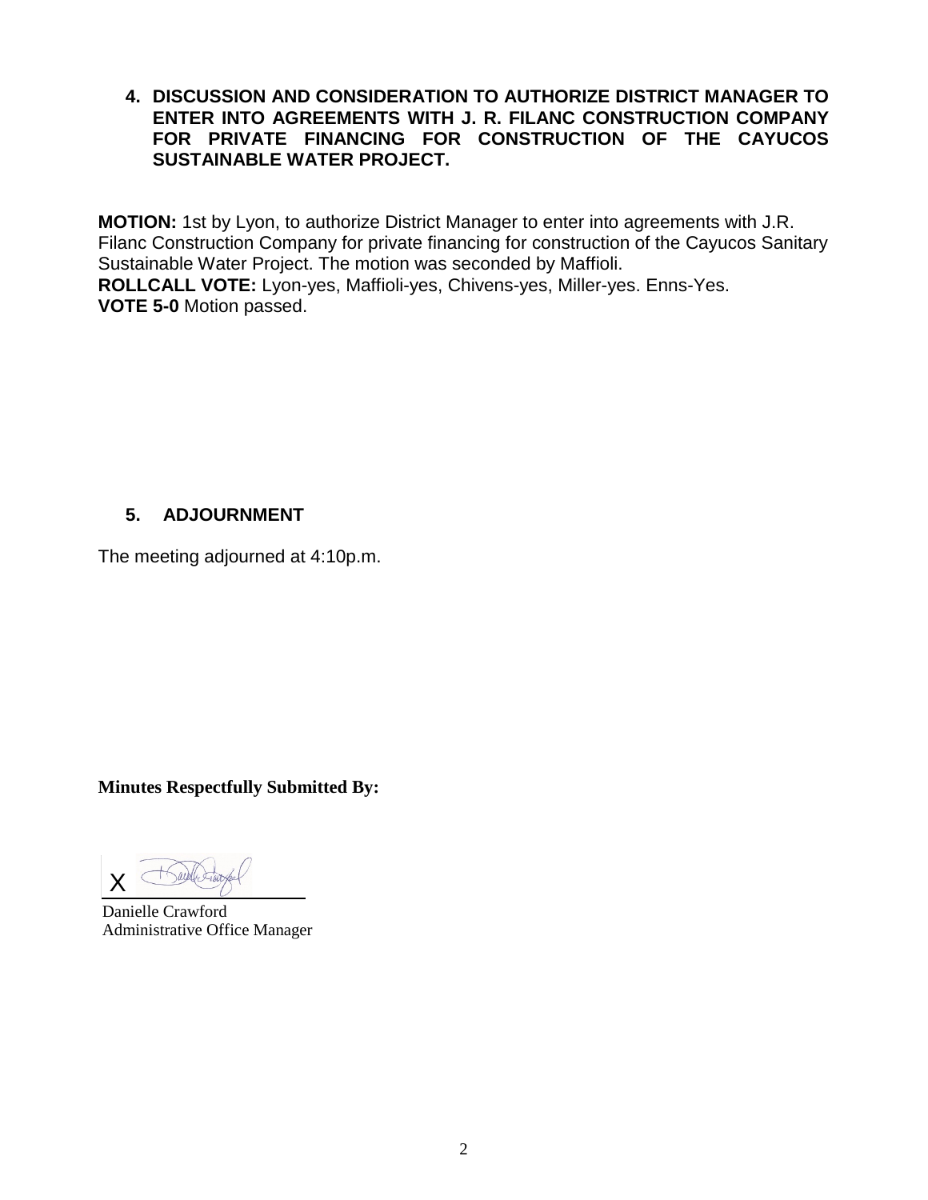### 4. DISCUSSION AND CONSIDERATION TO AUTHORIZE DISTRICT MANAGER TO ENTER INTO AGREEMENTS WITH J. R. FILANC CONSTRUCTION COMPANY FOR PRIVATE FINANCING FOR CONSTRUCTION OF THE CAYUCOS SUSTAINABLE WATER PROJECT.

**MOTION:** 1st by Lyon, to authorize District Manager to enter into agreements with J.R. Filanc Construction Company for private financing for construction of the Cayucos Sanitary Sustainable Water Project. The motion was seconded by Maffioli.
**ROLLCALL VOTE:** Lyon-yes, Maffioli-yes, Chivens-yes, Miller-yes. Enns-Yes.
**VOTE 5-0** Motion passed.

### 5. ADJOURNMENT

The meeting adjourned at 4:10p.m.

**Minutes Respectfully Submitted By:**

X

Danielle Crawford
Administrative Office Manager